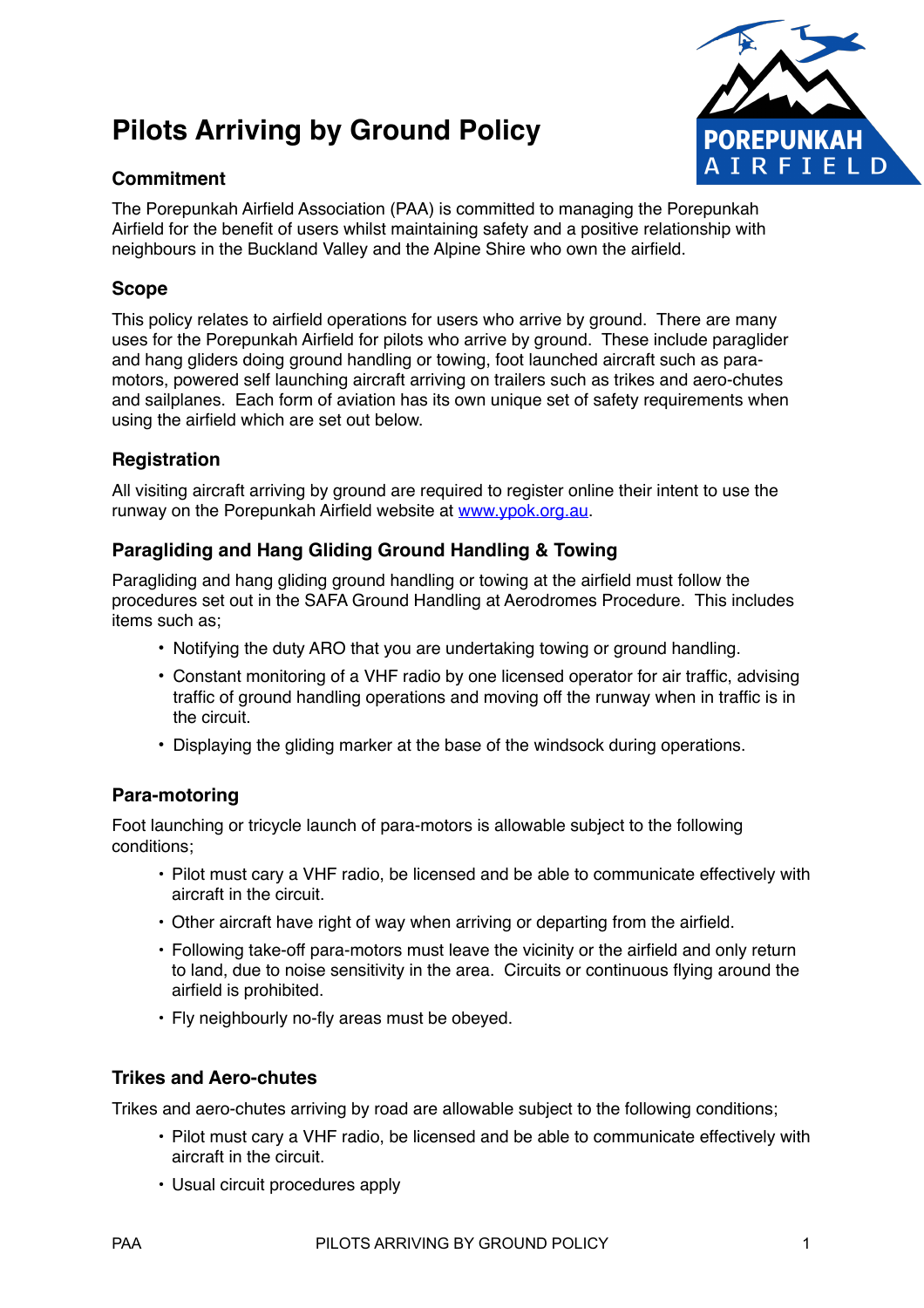# Pilots Arriving by Ground Policy

## Commitment

The Porepunkah Airfield Association (PAA) is committed to managing the Porepunkah Airfield for the benefit of users whilst maintaining safety and a positive relationship with neighbours in the Buckland Valley and the Alpine Shire who own the airfield.

## Scope

This policy relates to airfield operations for users who arrive by ground. There are many uses for the Porepunkah Airfield for pilots who arrive by ground. These include paraglider and hang gliders doing ground handling or towing, foot launched aircraft such as para-motors, powered self launching aircraft arriving on trailers such as trikes and aero-chutes and sailplanes. Each form of aviation has its own unique set of safety requirements when using the airfield which are set out below.

## Registration

All visiting aircraft arriving by ground are required to register online their intent to use the runway on the Porepunkah Airfield website at [www.ypok.org.au](http://www.ypok.org.au).

## Paragliding and Hang Gliding Ground Handling & Towing

Paragliding and hang gliding ground handling or towing at the airfield must follow the procedures set out in the SAFA Ground Handling at Aerodromes Procedure. This includes items such as;

- Notifying the duty ARO that you are undertaking towing or ground handling.
- Constant monitoring of a VHF radio by one licensed operator for air traffic, advising traffic of ground handling operations and moving off the runway when in traffic is in the circuit.
- Displaying the gliding marker at the base of the windsock during operations.

## Para-motoring

Foot launching or tricycle launch of para-motors is allowable subject to the following conditions;

- Pilot must cary a VHF radio, be licensed and be able to communicate effectively with aircraft in the circuit.
- Other aircraft have right of way when arriving or departing from the airfield.
- Following take-off para-motors must leave the vicinity or the airfield and only return to land, due to noise sensitivity in the area. Circuits or continuous flying around the airfield is prohibited.
- Fly neighbourly no-fly areas must be obeyed.

## Trikes and Aero-chutes

Trikes and aero-chutes arriving by road are allowable subject to the following conditions;

- Pilot must cary a VHF radio, be licensed and be able to communicate effectively with aircraft in the circuit.
- Usual circuit procedures apply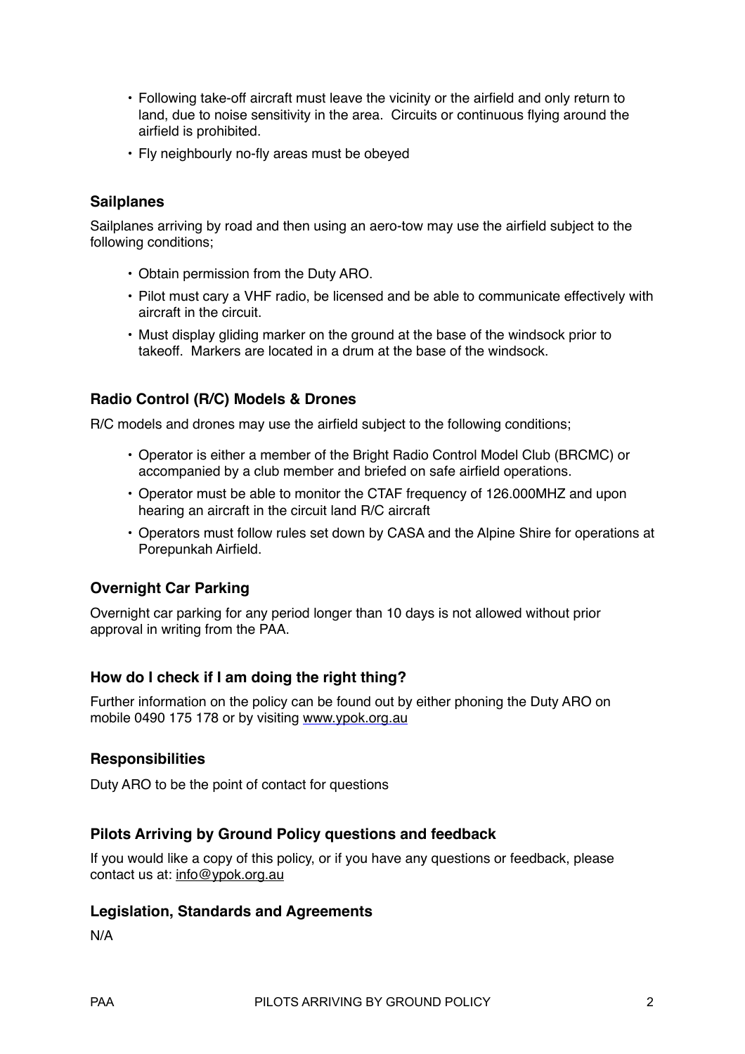- Following take-off aircraft must leave the vicinity or the airfield and only return to land, due to noise sensitivity in the area. Circuits or continuous flying around the airfield is prohibited.
- Fly neighbourly no-fly areas must be obeyed

### Sailplanes

Sailplanes arriving by road and then using an aero-tow may use the airfield subject to the following conditions;

- Obtain permission from the Duty ARO.
- Pilot must cary a VHF radio, be licensed and be able to communicate effectively with aircraft in the circuit.
- Must display gliding marker on the ground at the base of the windsock prior to takeoff. Markers are located in a drum at the base of the windsock.

### Radio Control (R/C) Models & Drones

R/C models and drones may use the airfield subject to the following conditions;

- Operator is either a member of the Bright Radio Control Model Club (BRCMC) or accompanied by a club member and briefed on safe airfield operations.
- Operator must be able to monitor the CTAF frequency of 126.000MHZ and upon hearing an aircraft in the circuit land R/C aircraft
- Operators must follow rules set down by CASA and the Alpine Shire for operations at Porepunkah Airfield.

### Overnight Car Parking

Overnight car parking for any period longer than 10 days is not allowed without prior approval in writing from the PAA.

### How do I check if I am doing the right thing?

Further information on the policy can be found out by either phoning the Duty ARO on mobile 0490 175 178 or by visiting www.ypok.org.au

### Responsibilities

Duty ARO to be the point of contact for questions

### Pilots Arriving by Ground Policy questions and feedback

If you would like a copy of this policy, or if you have any questions or feedback, please contact us at: info@ypok.org.au

### Legislation, Standards and Agreements

N/A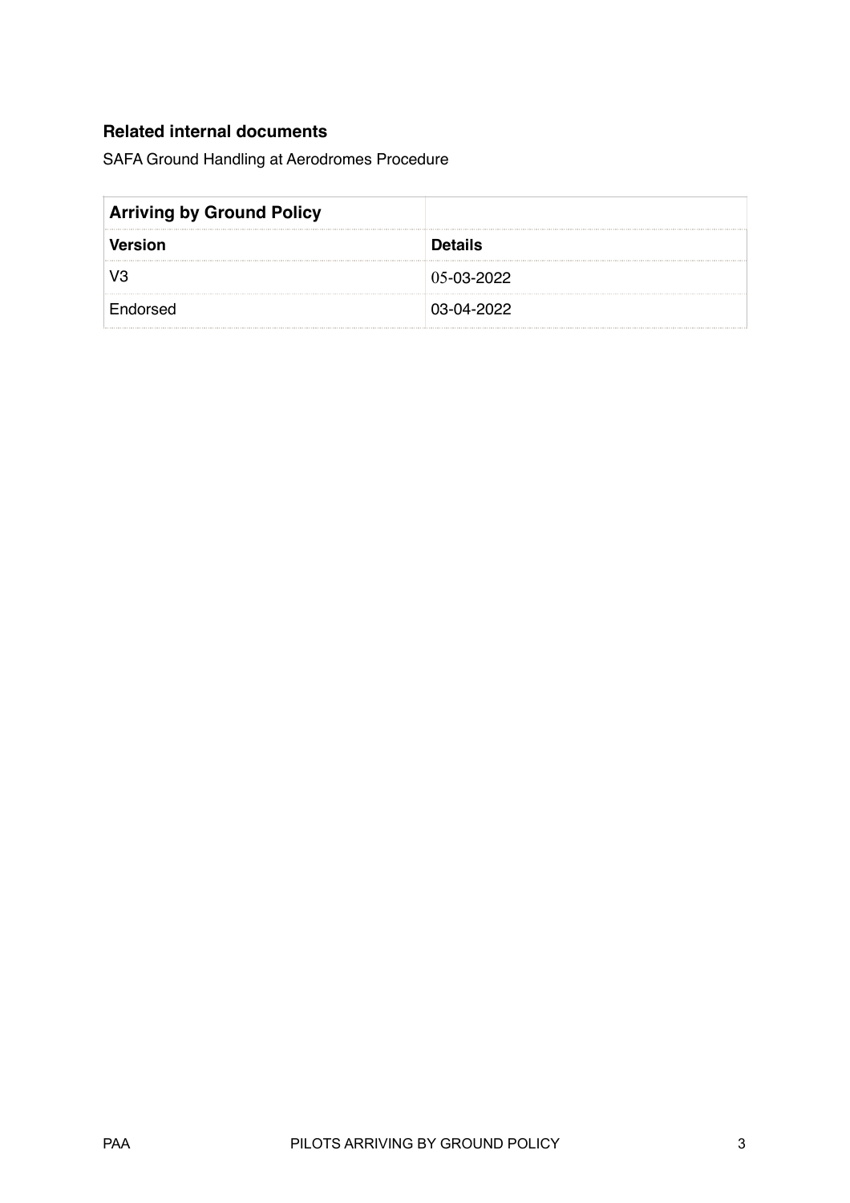### Related internal documents

SAFA Ground Handling at Aerodromes Procedure

| Arriving by Ground Policy | |
|---|---|
| **Version** | **Details** |
| V3 | 05-03-2022 |
| Endorsed | 03-04-2022 |